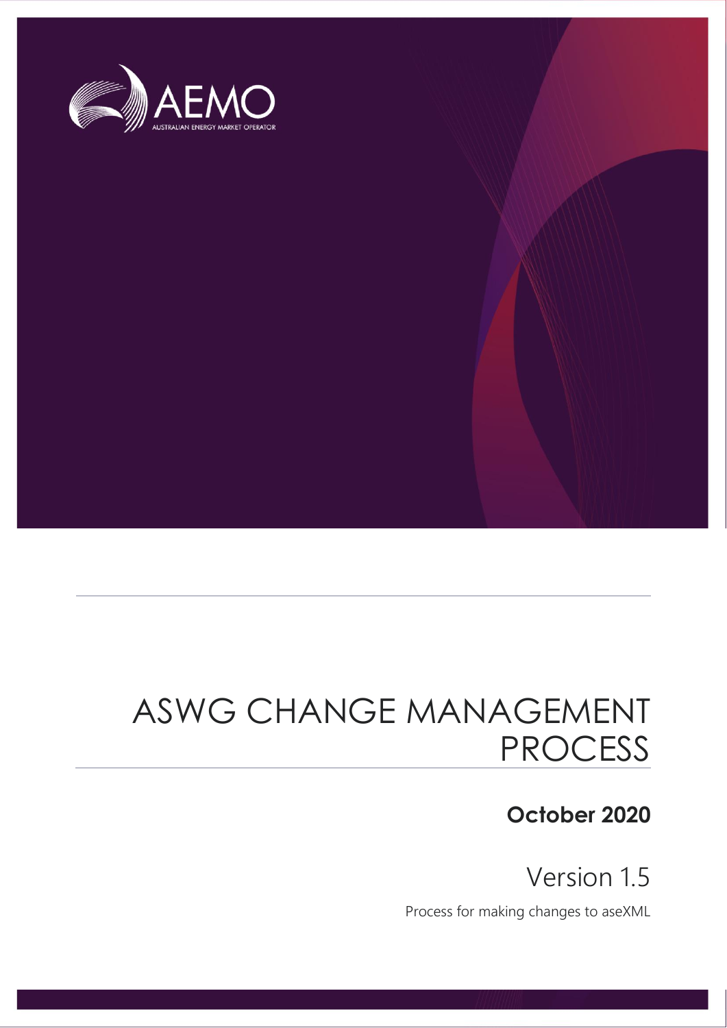AEMO

AUSTRALIAN ENERGY MARKET OPERATOR

# ASWG CHANGE MANAGEMENT PROCESS

**October 2020**

Version 1.5

Process for making changes to aseXML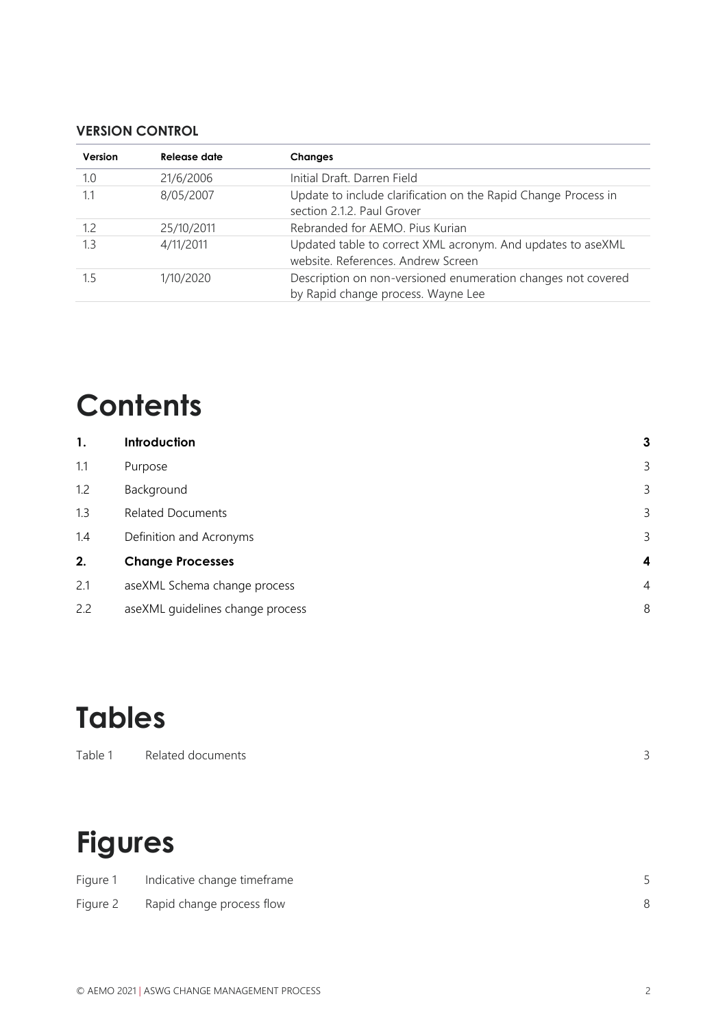**VERSION CONTROL**

| Version | Release date | Changes |
| --- | --- | --- |
| 1.0 | 21/6/2006 | Initial Draft. Darren Field |
| 1.1 | 8/05/2007 | Update to include clarification on the Rapid Change Process in section 2.1.2. Paul Grover |
| 1.2 | 25/10/2011 | Rebranded for AEMO. Pius Kurian |
| 1.3 | 4/11/2011 | Updated table to correct XML acronym. And updates to aseXML website. References. Andrew Screen |
| 1.5 | 1/10/2020 | Description on non-versioned enumeration changes not covered by Rapid change process. Wayne Lee |

# Contents

| | | |
| --- | --- | --- |
| **1.** | **Introduction** | **3** |
| 1.1 | Purpose | 3 |
| 1.2 | Background | 3 |
| 1.3 | Related Documents | 3 |
| 1.4 | Definition and Acronyms | 3 |
| **2.** | **Change Processes** | **4** |
| 2.1 | aseXML Schema change process | 4 |
| 2.2 | aseXML guidelines change process | 8 |

# Tables

| | | |
| --- | --- | --- |
| Table 1 | Related documents | 3 |

# Figures

| | | |
| --- | --- | --- |
| Figure 1 | Indicative change timeframe | 5 |
| Figure 2 | Rapid change process flow | 8 |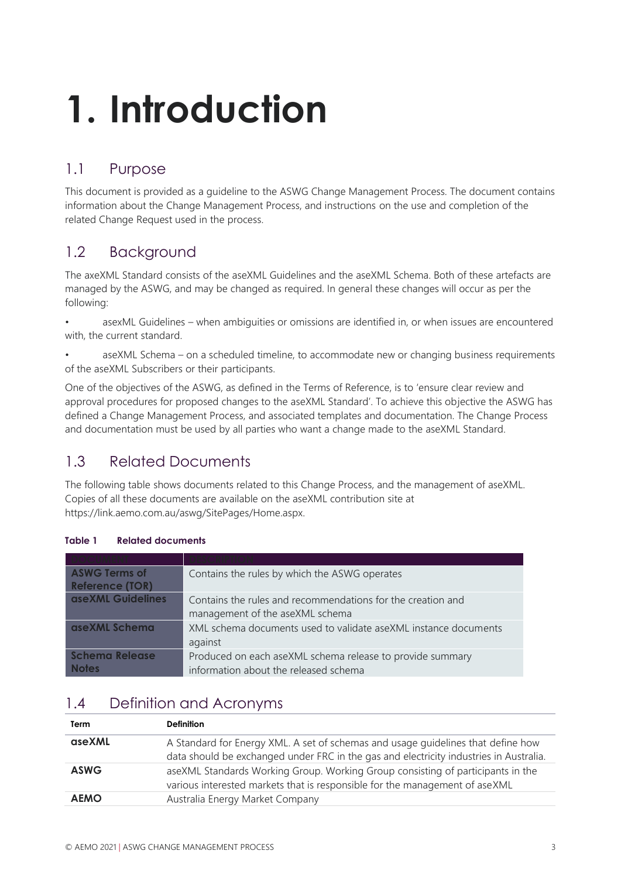# 1. Introduction

## 1.1 Purpose

This document is provided as a guideline to the ASWG Change Management Process. The document contains information about the Change Management Process, and instructions on the use and completion of the related Change Request used in the process.

## 1.2 Background

The axeXML Standard consists of the aseXML Guidelines and the aseXML Schema. Both of these artefacts are managed by the ASWG, and may be changed as required. In general these changes will occur as per the following:

- asexML Guidelines – when ambiguities or omissions are identified in, or when issues are encountered with, the current standard.
- aseXML Schema – on a scheduled timeline, to accommodate new or changing business requirements of the aseXML Subscribers or their participants.

One of the objectives of the ASWG, as defined in the Terms of Reference, is to 'ensure clear review and approval procedures for proposed changes to the aseXML Standard'. To achieve this objective the ASWG has defined a Change Management Process, and associated templates and documentation. The Change Process and documentation must be used by all parties who want a change made to the aseXML Standard.

## 1.3 Related Documents

The following table shows documents related to this Change Process, and the management of aseXML. Copies of all these documents are available on the aseXML contribution site at https://link.aemo.com.au/aswg/SitePages/Home.aspx.

**Table 1 Related documents**

| Document | Description |
|---|---|
| **ASWG Terms of Reference (TOR)** | Contains the rules by which the ASWG operates |
| **aseXML Guidelines** | Contains the rules and recommendations for the creation and management of the aseXML schema |
| **aseXML Schema** | XML schema documents used to validate aseXML instance documents against |
| **Schema Release Notes** | Produced on each aseXML schema release to provide summary information about the released schema |

## 1.4 Definition and Acronyms

| Term | Definition |
|---|---|
| **aseXML** | A Standard for Energy XML. A set of schemas and usage guidelines that define how data should be exchanged under FRC in the gas and electricity industries in Australia. |
| **ASWG** | aseXML Standards Working Group. Working Group consisting of participants in the various interested markets that is responsible for the management of aseXML |
| **AEMO** | Australia Energy Market Company |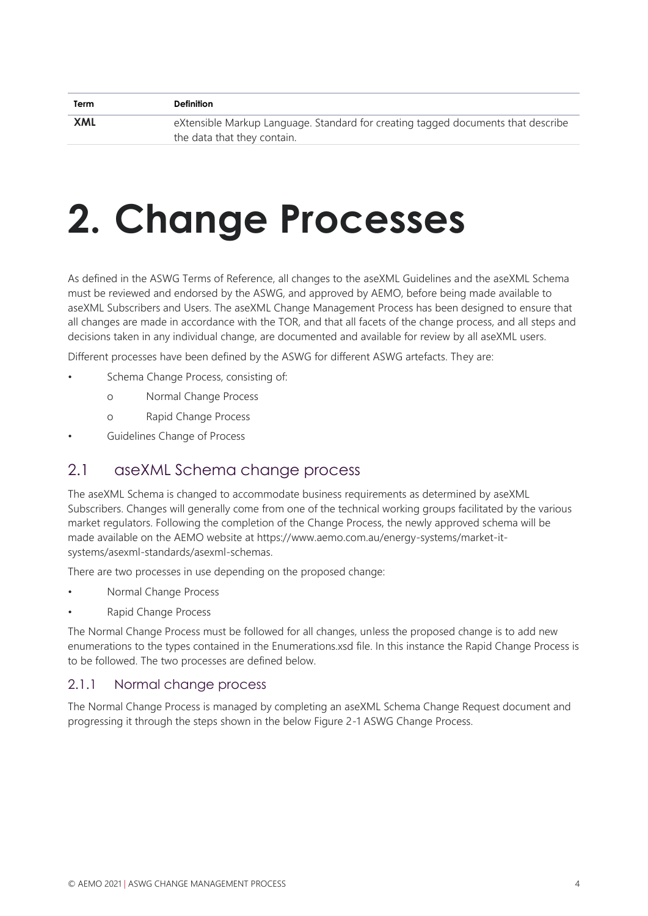| Term | Definition |
| --- | --- |
| **XML** | eXtensible Markup Language. Standard for creating tagged documents that describe the data that they contain. |

# 2. Change Processes

As defined in the ASWG Terms of Reference, all changes to the aseXML Guidelines and the aseXML Schema must be reviewed and endorsed by the ASWG, and approved by AEMO, before being made available to aseXML Subscribers and Users. The aseXML Change Management Process has been designed to ensure that all changes are made in accordance with the TOR, and that all facets of the change process, and all steps and decisions taken in any individual change, are documented and available for review by all aseXML users.

Different processes have been defined by the ASWG for different ASWG artefacts. They are:

- Schema Change Process, consisting of:
  - Normal Change Process
  - Rapid Change Process
- Guidelines Change of Process

## 2.1 aseXML Schema change process

The aseXML Schema is changed to accommodate business requirements as determined by aseXML Subscribers. Changes will generally come from one of the technical working groups facilitated by the various market regulators. Following the completion of the Change Process, the newly approved schema will be made available on the AEMO website at https://www.aemo.com.au/energy-systems/market-it-systems/asexml-standards/asexml-schemas.

There are two processes in use depending on the proposed change:

- Normal Change Process
- Rapid Change Process

The Normal Change Process must be followed for all changes, unless the proposed change is to add new enumerations to the types contained in the Enumerations.xsd file. In this instance the Rapid Change Process is to be followed. The two processes are defined below.

### 2.1.1 Normal change process

The Normal Change Process is managed by completing an aseXML Schema Change Request document and progressing it through the steps shown in the below Figure 2-1 ASWG Change Process.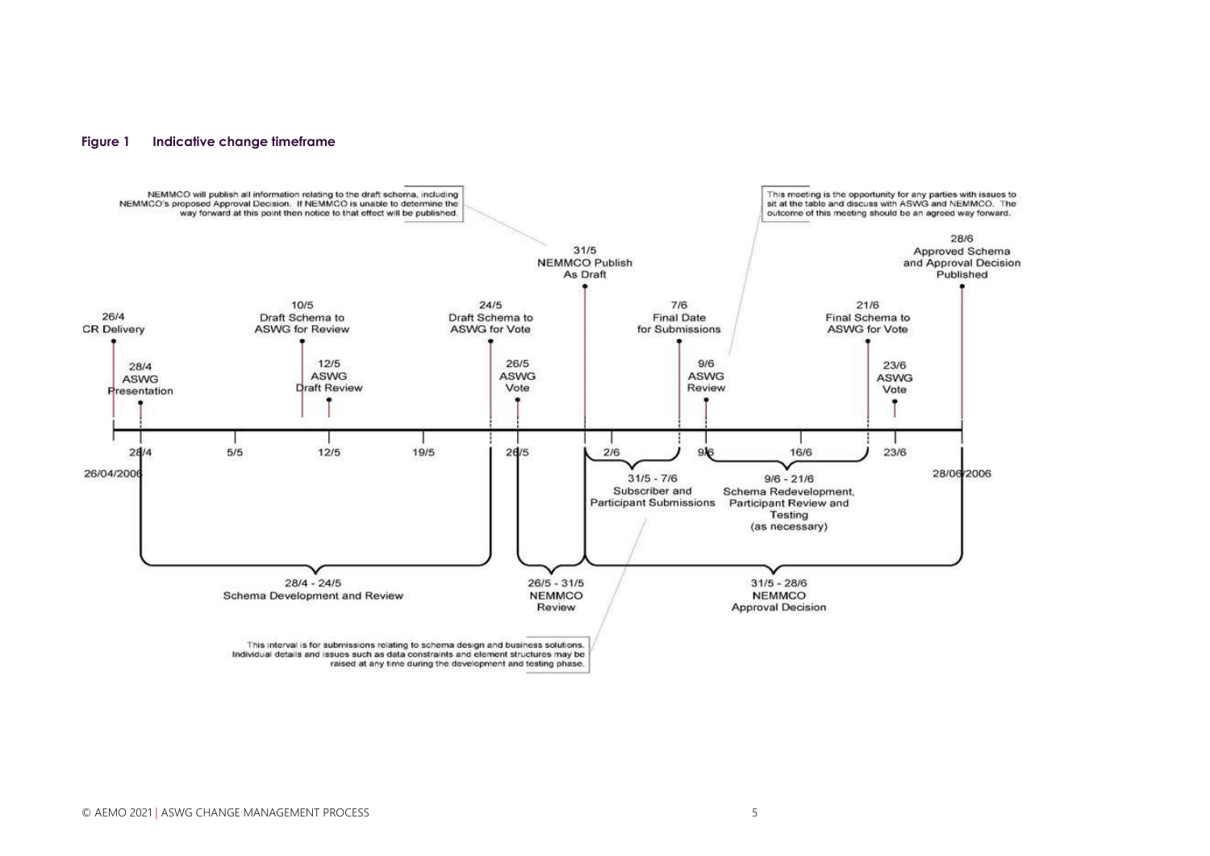**Figure 1 Indicative change timeframe**

NEMMCO will publish all information relating to the draft schema, including NEMMCO's proposed Approval Decision. If NEMMCO is unable to determine the way forward at this point then notice to that effect will be published.

This meeting is the opportunity for any parties with issues to sit at the table and discuss with ASWG and NEMMCO. The outcome of this meeting should be an agreed way forward.

- 26/4 CR Delivery
- 28/4 ASWG Presentation
- 10/5 Draft Schema to ASWG for Review
- 12/5 ASWG Draft Review
- 24/5 Draft Schema to ASWG for Vote
- 26/5 ASWG Vote
- 31/5 NEMMCO Publish As Draft
- 7/6 Final Date for Submissions
- 9/6 ASWG Review
- 21/6 Final Schema to ASWG for Vote
- 23/6 ASWG Vote
- 28/6 Approved Schema and Approval Decision Published

Timeline: 26/04/2006, 28/4, 5/5, 12/5, 19/5, 26/5, 2/6, 9/6, 16/6, 23/6, 28/06/2006

- 31/5 - 7/6 Subscriber and Participant Submissions
- 9/6 - 21/6 Schema Redevelopment, Participant Review and Testing (as necessary)
- 28/4 - 24/5 Schema Development and Review
- 26/5 - 31/5 NEMMCO Review
- 31/5 - 28/6 NEMMCO Approval Decision

This interval is for submissions relating to schema design and business solutions. Individual details and issues such as data constraints and element structures may be raised at any time during the development and testing phase.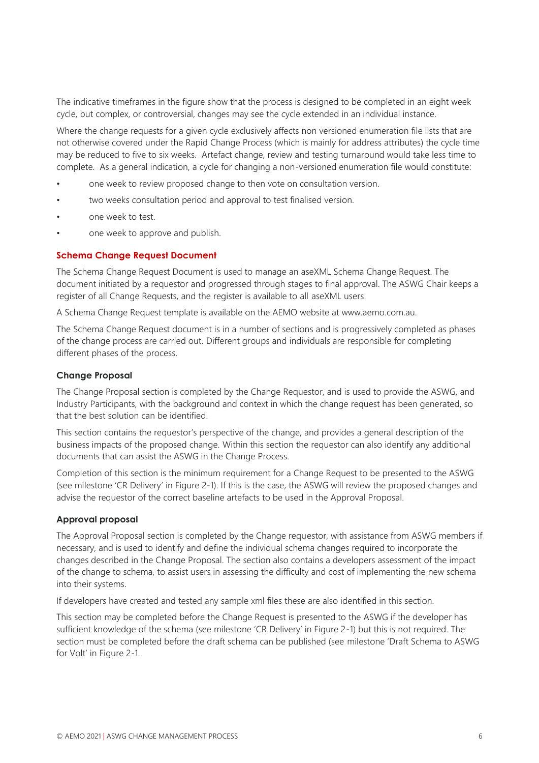The indicative timeframes in the figure show that the process is designed to be completed in an eight week cycle, but complex, or controversial, changes may see the cycle extended in an individual instance.

Where the change requests for a given cycle exclusively affects non versioned enumeration file lists that are not otherwise covered under the Rapid Change Process (which is mainly for address attributes) the cycle time may be reduced to five to six weeks. Artefact change, review and testing turnaround would take less time to complete. As a general indication, a cycle for changing a non-versioned enumeration file would constitute:

- one week to review proposed change to then vote on consultation version.
- two weeks consultation period and approval to test finalised version.
- one week to test.
- one week to approve and publish.

### Schema Change Request Document

The Schema Change Request Document is used to manage an aseXML Schema Change Request. The document initiated by a requestor and progressed through stages to final approval. The ASWG Chair keeps a register of all Change Requests, and the register is available to all aseXML users.

A Schema Change Request template is available on the AEMO website at www.aemo.com.au.

The Schema Change Request document is in a number of sections and is progressively completed as phases of the change process are carried out. Different groups and individuals are responsible for completing different phases of the process.

#### Change Proposal

The Change Proposal section is completed by the Change Requestor, and is used to provide the ASWG, and Industry Participants, with the background and context in which the change request has been generated, so that the best solution can be identified.

This section contains the requestor's perspective of the change, and provides a general description of the business impacts of the proposed change. Within this section the requestor can also identify any additional documents that can assist the ASWG in the Change Process.

Completion of this section is the minimum requirement for a Change Request to be presented to the ASWG (see milestone 'CR Delivery' in Figure 2-1). If this is the case, the ASWG will review the proposed changes and advise the requestor of the correct baseline artefacts to be used in the Approval Proposal.

#### Approval proposal

The Approval Proposal section is completed by the Change requestor, with assistance from ASWG members if necessary, and is used to identify and define the individual schema changes required to incorporate the changes described in the Change Proposal. The section also contains a developers assessment of the impact of the change to schema, to assist users in assessing the difficulty and cost of implementing the new schema into their systems.

If developers have created and tested any sample xml files these are also identified in this section.

This section may be completed before the Change Request is presented to the ASWG if the developer has sufficient knowledge of the schema (see milestone 'CR Delivery' in Figure 2-1) but this is not required. The section must be completed before the draft schema can be published (see milestone 'Draft Schema to ASWG for Volt' in Figure 2-1.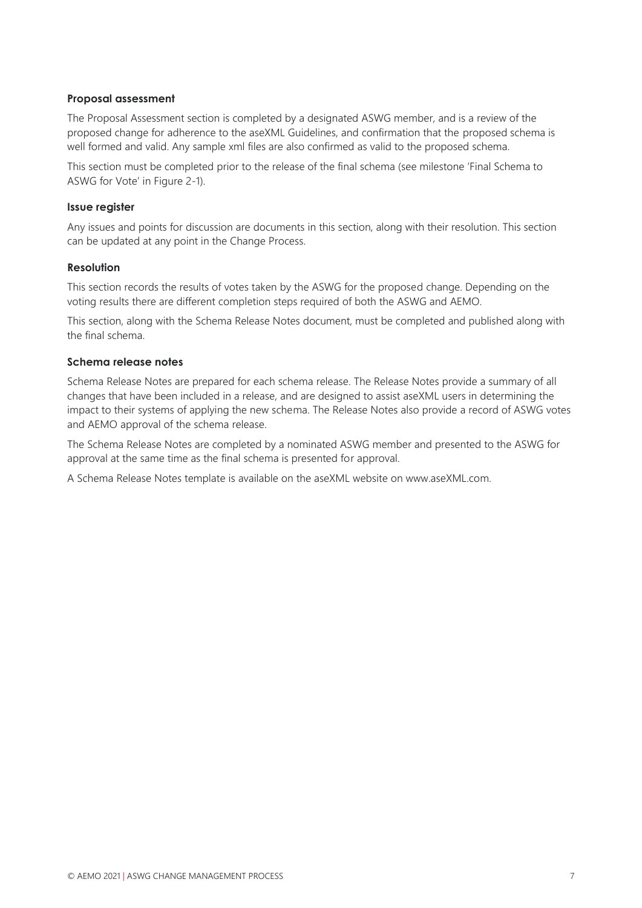### Proposal assessment

The Proposal Assessment section is completed by a designated ASWG member, and is a review of the proposed change for adherence to the aseXML Guidelines, and confirmation that the proposed schema is well formed and valid. Any sample xml files are also confirmed as valid to the proposed schema.

This section must be completed prior to the release of the final schema (see milestone 'Final Schema to ASWG for Vote' in Figure 2-1).

### Issue register

Any issues and points for discussion are documents in this section, along with their resolution. This section can be updated at any point in the Change Process.

### Resolution

This section records the results of votes taken by the ASWG for the proposed change. Depending on the voting results there are different completion steps required of both the ASWG and AEMO.

This section, along with the Schema Release Notes document, must be completed and published along with the final schema.

### Schema release notes

Schema Release Notes are prepared for each schema release. The Release Notes provide a summary of all changes that have been included in a release, and are designed to assist aseXML users in determining the impact to their systems of applying the new schema. The Release Notes also provide a record of ASWG votes and AEMO approval of the schema release.

The Schema Release Notes are completed by a nominated ASWG member and presented to the ASWG for approval at the same time as the final schema is presented for approval.

A Schema Release Notes template is available on the aseXML website on www.aseXML.com.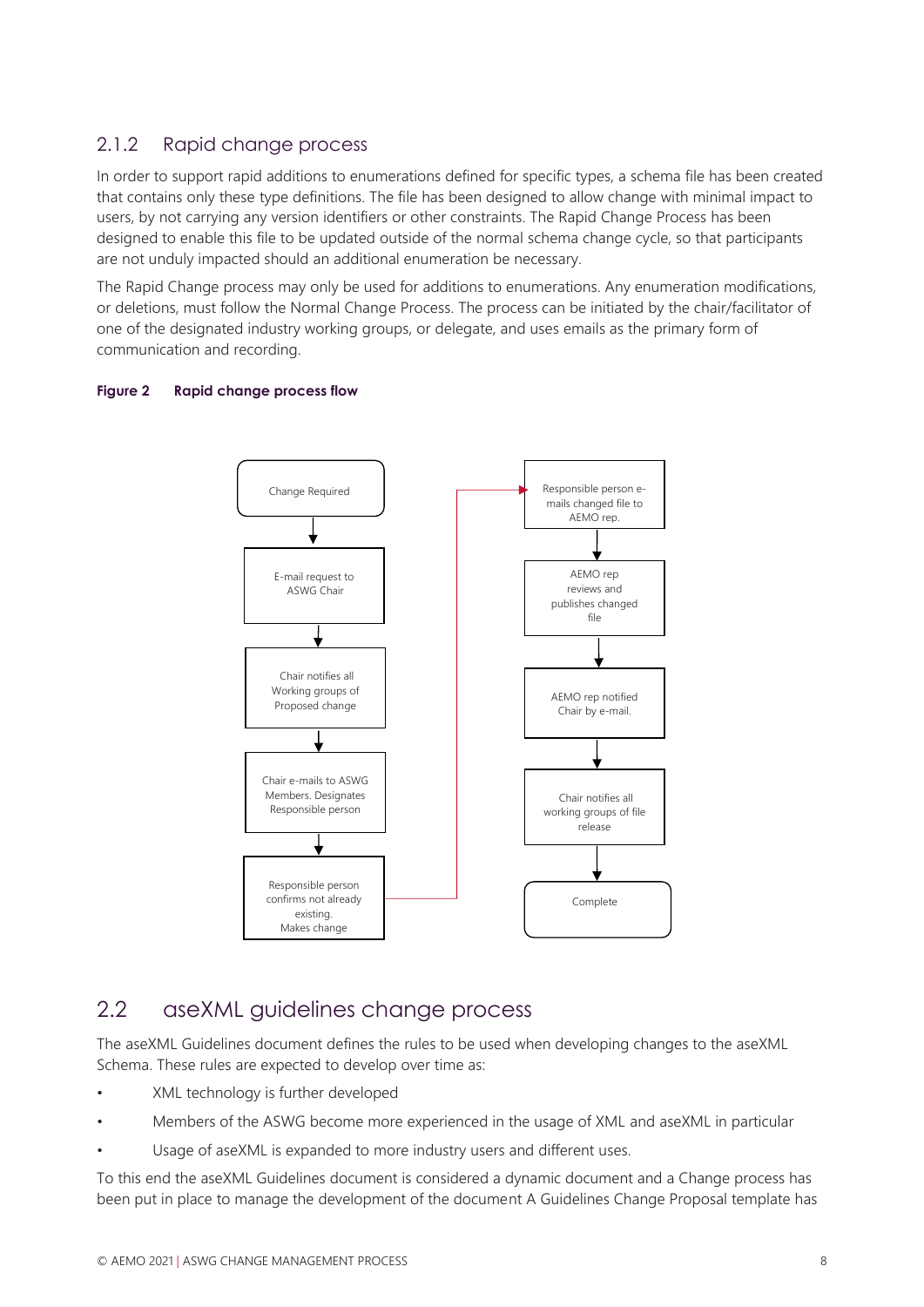### 2.1.2 Rapid change process

In order to support rapid additions to enumerations defined for specific types, a schema file has been created that contains only these type definitions. The file has been designed to allow change with minimal impact to users, by not carrying any version identifiers or other constraints. The Rapid Change Process has been designed to enable this file to be updated outside of the normal schema change cycle, so that participants are not unduly impacted should an additional enumeration be necessary.

The Rapid Change process may only be used for additions to enumerations. Any enumeration modifications, or deletions, must follow the Normal Change Process. The process can be initiated by the chair/facilitator of one of the designated industry working groups, or delegate, and uses emails as the primary form of communication and recording.

**Figure 2 Rapid change process flow**

Change Required

E-mail request to ASWG Chair

Chair notifies all Working groups of Proposed change

Chair e-mails to ASWG Members. Designates Responsible person

Responsible person confirms not already existing. Makes change

Responsible person e-mails changed file to AEMO rep.

AEMO rep reviews and publishes changed file

AEMO rep notified Chair by e-mail.

Chair notifies all working groups of file release

Complete

## 2.2 aseXML guidelines change process

The aseXML Guidelines document defines the rules to be used when developing changes to the aseXML Schema. These rules are expected to develop over time as:

- XML technology is further developed
- Members of the ASWG become more experienced in the usage of XML and aseXML in particular
- Usage of aseXML is expanded to more industry users and different uses.

To this end the aseXML Guidelines document is considered a dynamic document and a Change process has been put in place to manage the development of the document A Guidelines Change Proposal template has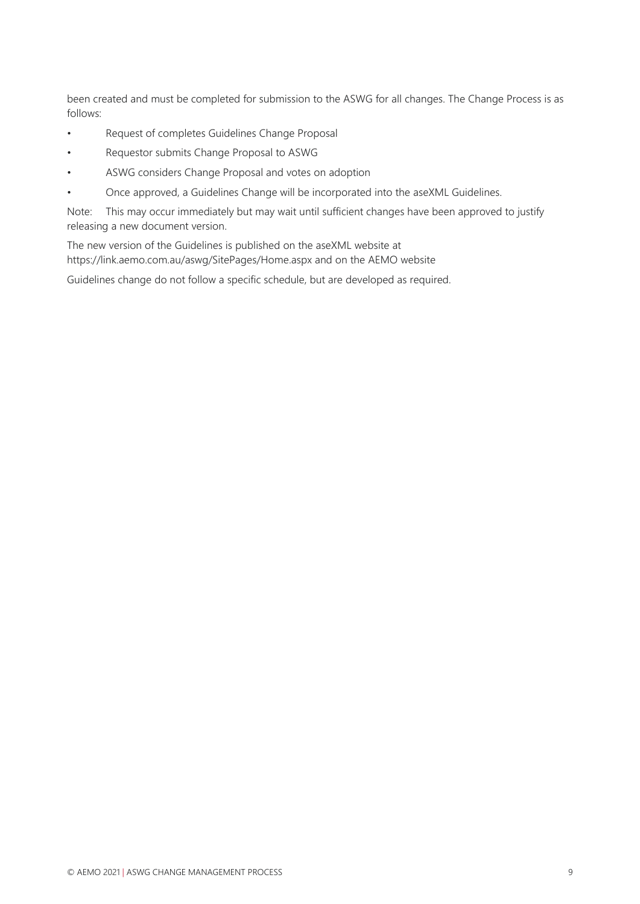been created and must be completed for submission to the ASWG for all changes. The Change Process is as follows:

- Request of completes Guidelines Change Proposal
- Requestor submits Change Proposal to ASWG
- ASWG considers Change Proposal and votes on adoption
- Once approved, a Guidelines Change will be incorporated into the aseXML Guidelines.

Note: This may occur immediately but may wait until sufficient changes have been approved to justify releasing a new document version.

The new version of the Guidelines is published on the aseXML website at https://link.aemo.com.au/aswg/SitePages/Home.aspx and on the AEMO website

Guidelines change do not follow a specific schedule, but are developed as required.